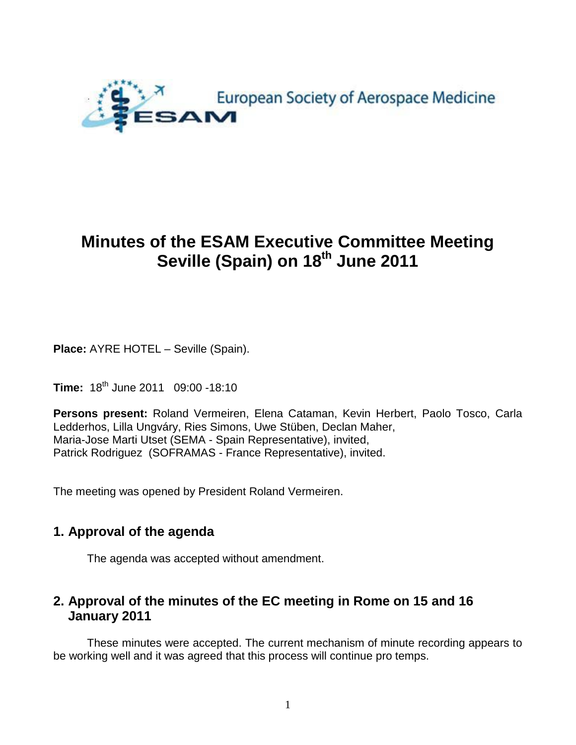European Society of Aerospace Medicine

ESAM

# Minutes of the ESAM Executive Committee Meeting Seville (Spain) on 18th June 2011

**Place:** AYRE HOTEL – Seville (Spain).

**Time:** 18th June 2011 09:00 -18:10

**Persons present:** Roland Vermeiren, Elena Cataman, Kevin Herbert, Paolo Tosco, Carla Ledderhos, Lilla Ungváry, Ries Simons, Uwe Stüben, Declan Maher,
Maria-Jose Marti Utset (SEMA - Spain Representative), invited,
Patrick Rodriguez (SOFRAMAS - France Representative), invited.

The meeting was opened by President Roland Vermeiren.

## 1. Approval of the agenda

The agenda was accepted without amendment.

## 2. Approval of the minutes of the EC meeting in Rome on 15 and 16 January 2011

These minutes were accepted. The current mechanism of minute recording appears to be working well and it was agreed that this process will continue pro temps.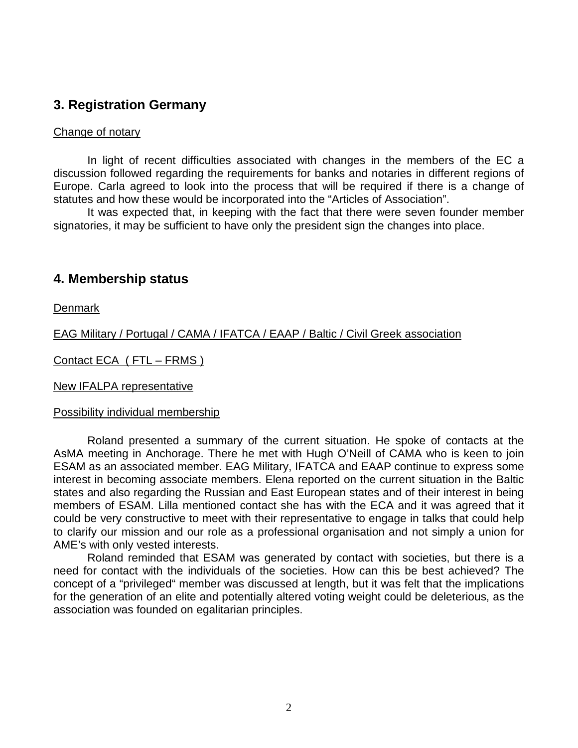## 3. Registration Germany

Change of notary

In light of recent difficulties associated with changes in the members of the EC a discussion followed regarding the requirements for banks and notaries in different regions of Europe. Carla agreed to look into the process that will be required if there is a change of statutes and how these would be incorporated into the "Articles of Association".

It was expected that, in keeping with the fact that there were seven founder member signatories, it may be sufficient to have only the president sign the changes into place.

## 4. Membership status

Denmark

EAG Military / Portugal / CAMA / IFATCA / EAAP / Baltic / Civil Greek association

Contact ECA ( FTL – FRMS )

New IFALPA representative

Possibility individual membership

Roland presented a summary of the current situation. He spoke of contacts at the AsMA meeting in Anchorage. There he met with Hugh O'Neill of CAMA who is keen to join ESAM as an associated member. EAG Military, IFATCA and EAAP continue to express some interest in becoming associate members. Elena reported on the current situation in the Baltic states and also regarding the Russian and East European states and of their interest in being members of ESAM. Lilla mentioned contact she has with the ECA and it was agreed that it could be very constructive to meet with their representative to engage in talks that could help to clarify our mission and our role as a professional organisation and not simply a union for AME's with only vested interests.

Roland reminded that ESAM was generated by contact with societies, but there is a need for contact with the individuals of the societies. How can this be best achieved? The concept of a "privileged" member was discussed at length, but it was felt that the implications for the generation of an elite and potentially altered voting weight could be deleterious, as the association was founded on egalitarian principles.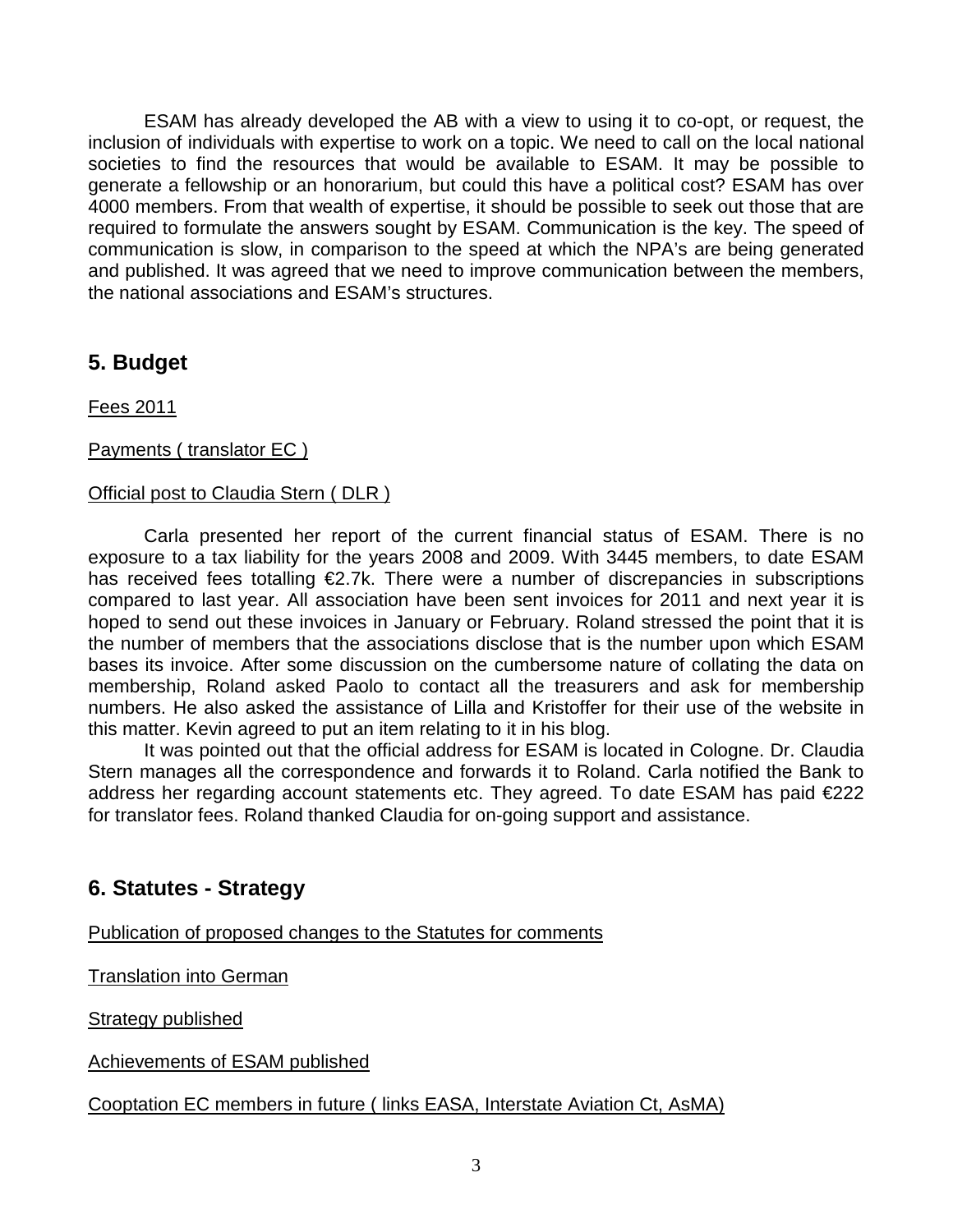ESAM has already developed the AB with a view to using it to co-opt, or request, the inclusion of individuals with expertise to work on a topic. We need to call on the local national societies to find the resources that would be available to ESAM. It may be possible to generate a fellowship or an honorarium, but could this have a political cost? ESAM has over 4000 members. From that wealth of expertise, it should be possible to seek out those that are required to formulate the answers sought by ESAM. Communication is the key. The speed of communication is slow, in comparison to the speed at which the NPA's are being generated and published. It was agreed that we need to improve communication between the members, the national associations and ESAM's structures.

## 5. Budget

Fees 2011

Payments ( translator EC )

Official post to Claudia Stern ( DLR )

Carla presented her report of the current financial status of ESAM. There is no exposure to a tax liability for the years 2008 and 2009. With 3445 members, to date ESAM has received fees totalling €2.7k. There were a number of discrepancies in subscriptions compared to last year. All association have been sent invoices for 2011 and next year it is hoped to send out these invoices in January or February. Roland stressed the point that it is the number of members that the associations disclose that is the number upon which ESAM bases its invoice. After some discussion on the cumbersome nature of collating the data on membership, Roland asked Paolo to contact all the treasurers and ask for membership numbers. He also asked the assistance of Lilla and Kristoffer for their use of the website in this matter. Kevin agreed to put an item relating to it in his blog.

It was pointed out that the official address for ESAM is located in Cologne. Dr. Claudia Stern manages all the correspondence and forwards it to Roland. Carla notified the Bank to address her regarding account statements etc. They agreed. To date ESAM has paid €222 for translator fees. Roland thanked Claudia for on-going support and assistance.

## 6. Statutes - Strategy

Publication of proposed changes to the Statutes for comments

Translation into German

Strategy published

Achievements of ESAM published

Cooptation EC members in future ( links EASA, Interstate Aviation Ct, AsMA)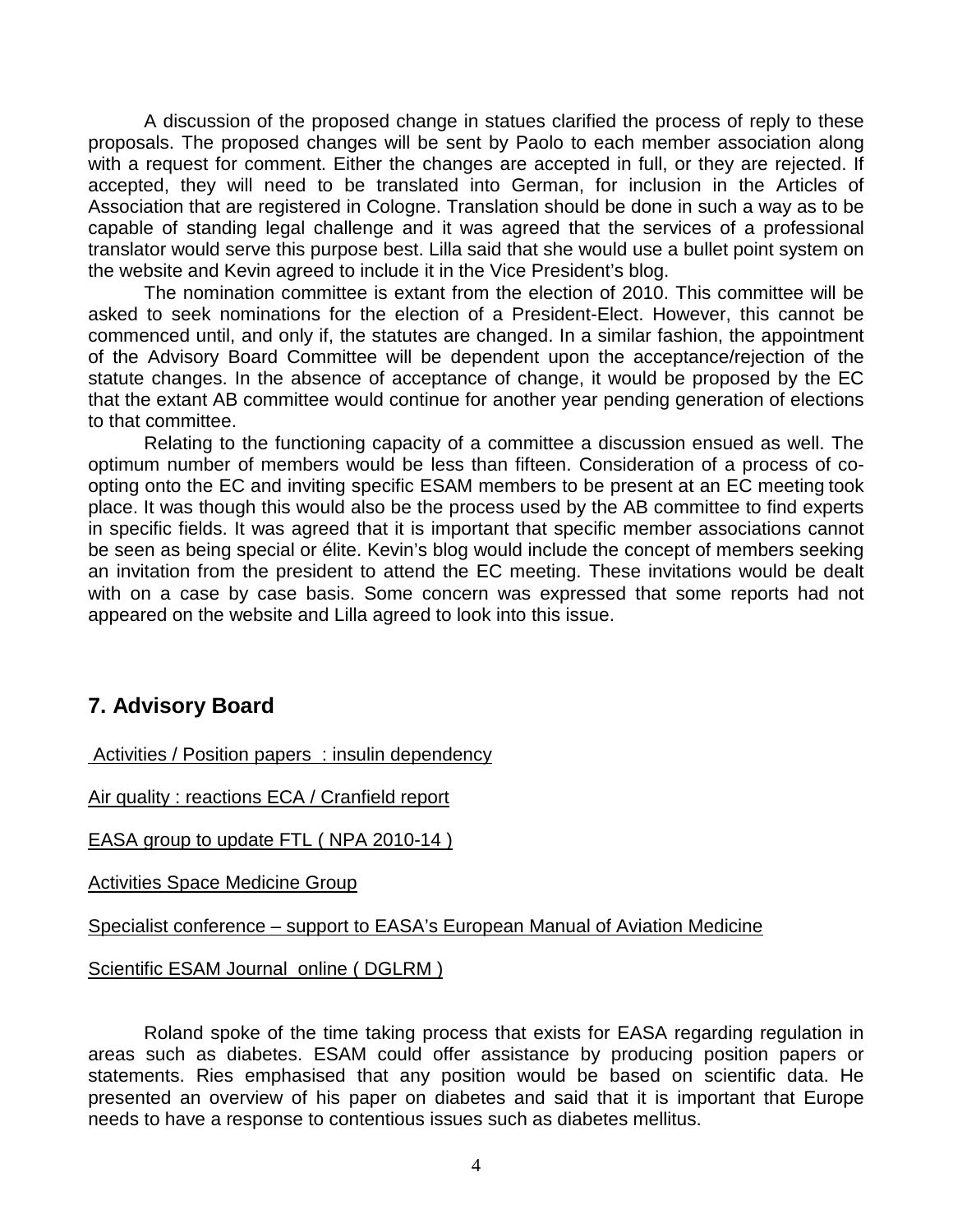A discussion of the proposed change in statues clarified the process of reply to these proposals. The proposed changes will be sent by Paolo to each member association along with a request for comment. Either the changes are accepted in full, or they are rejected. If accepted, they will need to be translated into German, for inclusion in the Articles of Association that are registered in Cologne. Translation should be done in such a way as to be capable of standing legal challenge and it was agreed that the services of a professional translator would serve this purpose best. Lilla said that she would use a bullet point system on the website and Kevin agreed to include it in the Vice President's blog.

The nomination committee is extant from the election of 2010. This committee will be asked to seek nominations for the election of a President-Elect. However, this cannot be commenced until, and only if, the statutes are changed. In a similar fashion, the appointment of the Advisory Board Committee will be dependent upon the acceptance/rejection of the statute changes. In the absence of acceptance of change, it would be proposed by the EC that the extant AB committee would continue for another year pending generation of elections to that committee.

Relating to the functioning capacity of a committee a discussion ensued as well. The optimum number of members would be less than fifteen. Consideration of a process of co-opting onto the EC and inviting specific ESAM members to be present at an EC meeting took place. It was though this would also be the process used by the AB committee to find experts in specific fields. It was agreed that it is important that specific member associations cannot be seen as being special or élite. Kevin's blog would include the concept of members seeking an invitation from the president to attend the EC meeting. These invitations would be dealt with on a case by case basis. Some concern was expressed that some reports had not appeared on the website and Lilla agreed to look into this issue.

## 7. Advisory Board

Activities / Position papers : insulin dependency

Air quality : reactions ECA / Cranfield report

EASA group to update FTL ( NPA 2010-14 )

Activities Space Medicine Group

Specialist conference – support to EASA's European Manual of Aviation Medicine

Scientific ESAM Journal online ( DGLRM )

Roland spoke of the time taking process that exists for EASA regarding regulation in areas such as diabetes. ESAM could offer assistance by producing position papers or statements. Ries emphasised that any position would be based on scientific data. He presented an overview of his paper on diabetes and said that it is important that Europe needs to have a response to contentious issues such as diabetes mellitus.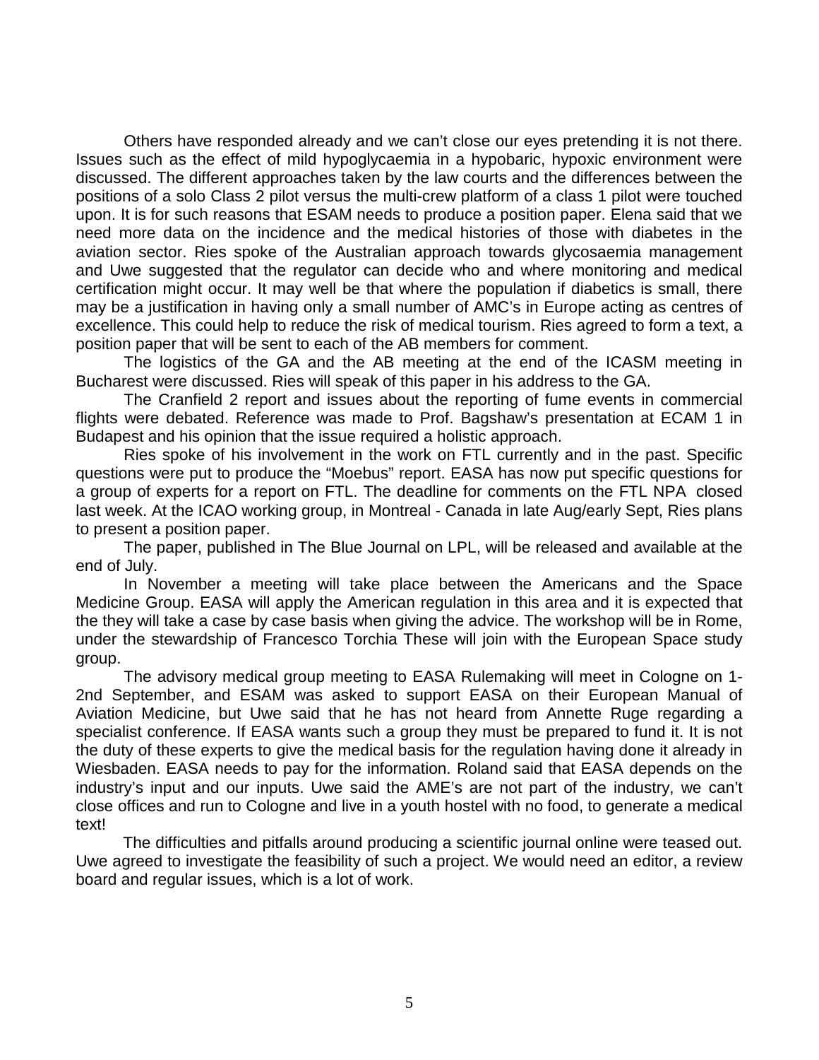Others have responded already and we can't close our eyes pretending it is not there. Issues such as the effect of mild hypoglycaemia in a hypobaric, hypoxic environment were discussed. The different approaches taken by the law courts and the differences between the positions of a solo Class 2 pilot versus the multi-crew platform of a class 1 pilot were touched upon. It is for such reasons that ESAM needs to produce a position paper. Elena said that we need more data on the incidence and the medical histories of those with diabetes in the aviation sector. Ries spoke of the Australian approach towards glycosaemia management and Uwe suggested that the regulator can decide who and where monitoring and medical certification might occur. It may well be that where the population if diabetics is small, there may be a justification in having only a small number of AMC's in Europe acting as centres of excellence. This could help to reduce the risk of medical tourism. Ries agreed to form a text, a position paper that will be sent to each of the AB members for comment.

The logistics of the GA and the AB meeting at the end of the ICASM meeting in Bucharest were discussed. Ries will speak of this paper in his address to the GA.

The Cranfield 2 report and issues about the reporting of fume events in commercial flights were debated. Reference was made to Prof. Bagshaw's presentation at ECAM 1 in Budapest and his opinion that the issue required a holistic approach.

Ries spoke of his involvement in the work on FTL currently and in the past. Specific questions were put to produce the "Moebus" report. EASA has now put specific questions for a group of experts for a report on FTL. The deadline for comments on the FTL NPA closed last week. At the ICAO working group, in Montreal - Canada in late Aug/early Sept, Ries plans to present a position paper.

The paper, published in The Blue Journal on LPL, will be released and available at the end of July.

In November a meeting will take place between the Americans and the Space Medicine Group. EASA will apply the American regulation in this area and it is expected that the they will take a case by case basis when giving the advice. The workshop will be in Rome, under the stewardship of Francesco Torchia These will join with the European Space study group.

The advisory medical group meeting to EASA Rulemaking will meet in Cologne on 1-2nd September, and ESAM was asked to support EASA on their European Manual of Aviation Medicine, but Uwe said that he has not heard from Annette Ruge regarding a specialist conference. If EASA wants such a group they must be prepared to fund it. It is not the duty of these experts to give the medical basis for the regulation having done it already in Wiesbaden. EASA needs to pay for the information. Roland said that EASA depends on the industry's input and our inputs. Uwe said the AME's are not part of the industry, we can't close offices and run to Cologne and live in a youth hostel with no food, to generate a medical text!

The difficulties and pitfalls around producing a scientific journal online were teased out. Uwe agreed to investigate the feasibility of such a project. We would need an editor, a review board and regular issues, which is a lot of work.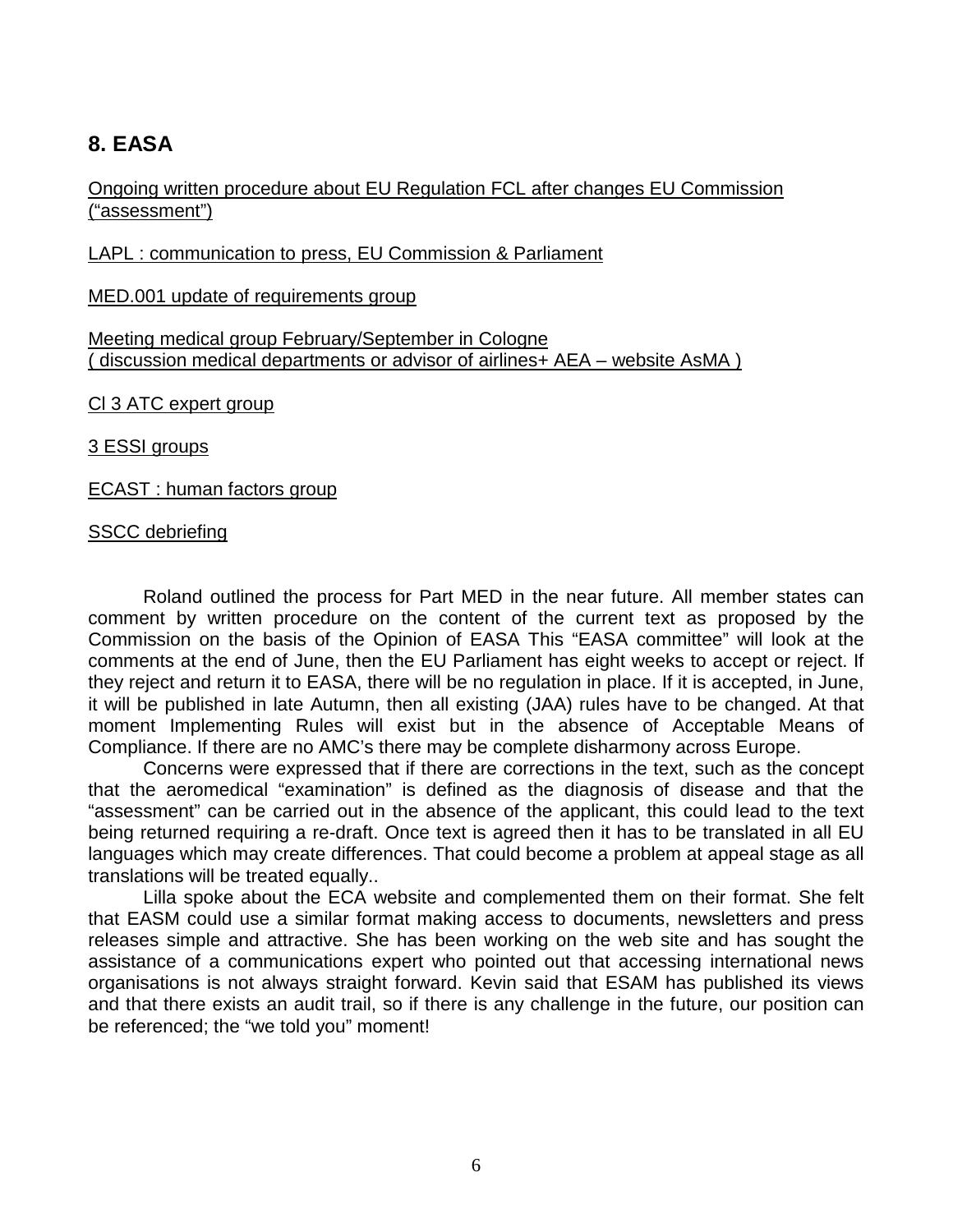## 8. EASA

<u>Ongoing written procedure about EU Regulation FCL after changes EU Commission ("assessment")</u>

<u>LAPL : communication to press, EU Commission & Parliament</u>

<u>MED.001 update of requirements group</u>

<u>Meeting medical group February/September in Cologne</u>
<u>( discussion medical departments or advisor of airlines+ AEA – website AsMA )</u>

<u>Cl 3 ATC expert group</u>

<u>3 ESSI groups</u>

<u>ECAST : human factors group</u>

<u>SSCC debriefing</u>

Roland outlined the process for Part MED in the near future. All member states can comment by written procedure on the content of the current text as proposed by the Commission on the basis of the Opinion of EASA This "EASA committee" will look at the comments at the end of June, then the EU Parliament has eight weeks to accept or reject. If they reject and return it to EASA, there will be no regulation in place. If it is accepted, in June, it will be published in late Autumn, then all existing (JAA) rules have to be changed. At that moment Implementing Rules will exist but in the absence of Acceptable Means of Compliance. If there are no AMC's there may be complete disharmony across Europe.

Concerns were expressed that if there are corrections in the text, such as the concept that the aeromedical "examination" is defined as the diagnosis of disease and that the "assessment" can be carried out in the absence of the applicant, this could lead to the text being returned requiring a re-draft. Once text is agreed then it has to be translated in all EU languages which may create differences. That could become a problem at appeal stage as all translations will be treated equally..

Lilla spoke about the ECA website and complemented them on their format. She felt that EASM could use a similar format making access to documents, newsletters and press releases simple and attractive. She has been working on the web site and has sought the assistance of a communications expert who pointed out that accessing international news organisations is not always straight forward. Kevin said that ESAM has published its views and that there exists an audit trail, so if there is any challenge in the future, our position can be referenced; the "we told you" moment!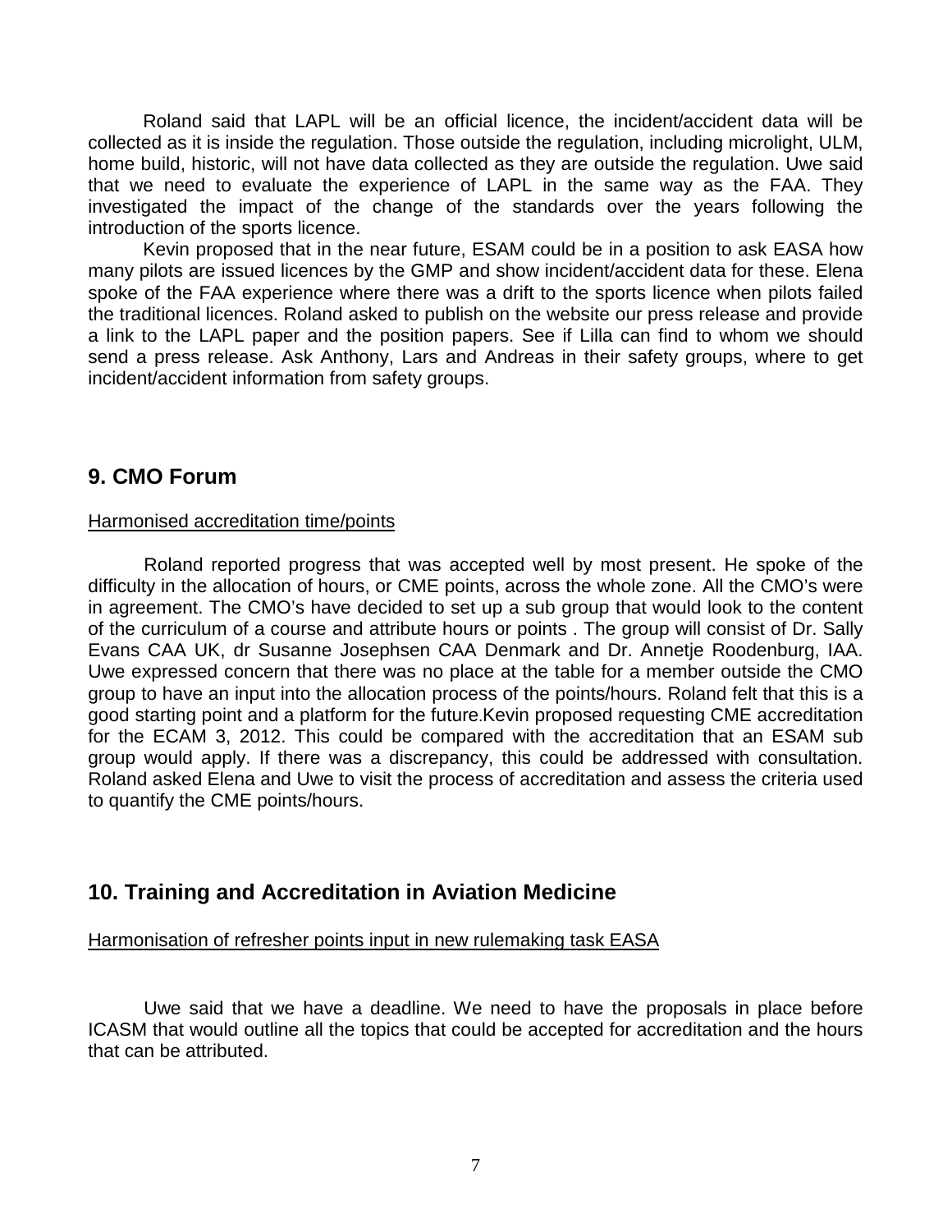Roland said that LAPL will be an official licence, the incident/accident data will be collected as it is inside the regulation. Those outside the regulation, including microlight, ULM, home build, historic, will not have data collected as they are outside the regulation. Uwe said that we need to evaluate the experience of LAPL in the same way as the FAA. They investigated the impact of the change of the standards over the years following the introduction of the sports licence.

Kevin proposed that in the near future, ESAM could be in a position to ask EASA how many pilots are issued licences by the GMP and show incident/accident data for these. Elena spoke of the FAA experience where there was a drift to the sports licence when pilots failed the traditional licences. Roland asked to publish on the website our press release and provide a link to the LAPL paper and the position papers. See if Lilla can find to whom we should send a press release. Ask Anthony, Lars and Andreas in their safety groups, where to get incident/accident information from safety groups.

## 9. CMO Forum

Harmonised accreditation time/points

Roland reported progress that was accepted well by most present. He spoke of the difficulty in the allocation of hours, or CME points, across the whole zone. All the CMO's were in agreement. The CMO's have decided to set up a sub group that would look to the content of the curriculum of a course and attribute hours or points . The group will consist of Dr. Sally Evans CAA UK, dr Susanne Josephsen CAA Denmark and Dr. Annetje Roodenburg, IAA. Uwe expressed concern that there was no place at the table for a member outside the CMO group to have an input into the allocation process of the points/hours. Roland felt that this is a good starting point and a platform for the future.Kevin proposed requesting CME accreditation for the ECAM 3, 2012. This could be compared with the accreditation that an ESAM sub group would apply. If there was a discrepancy, this could be addressed with consultation. Roland asked Elena and Uwe to visit the process of accreditation and assess the criteria used to quantify the CME points/hours.

## 10. Training and Accreditation in Aviation Medicine

Harmonisation of refresher points input in new rulemaking task EASA

Uwe said that we have a deadline. We need to have the proposals in place before ICASM that would outline all the topics that could be accepted for accreditation and the hours that can be attributed.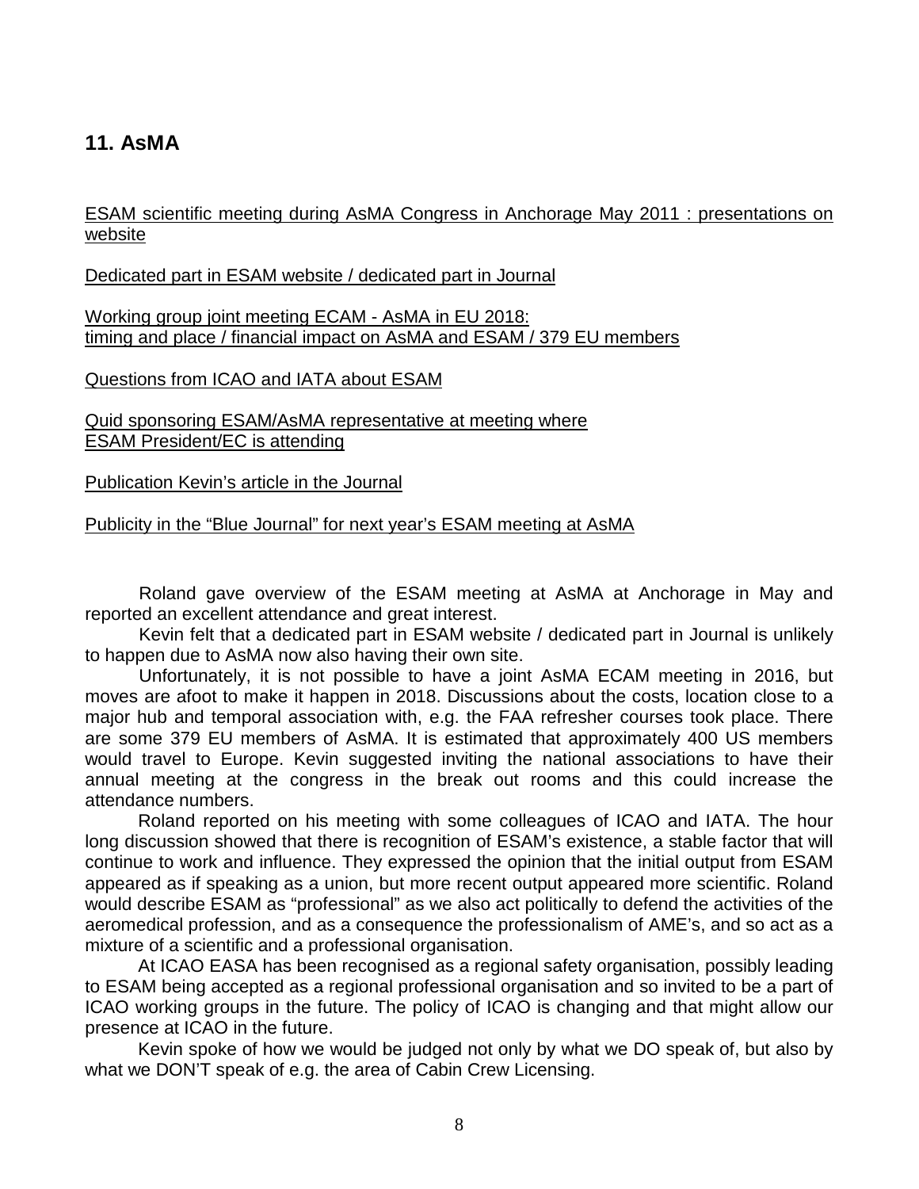## 11. AsMA

ESAM scientific meeting during AsMA Congress in Anchorage May 2011 : presentations on website

Dedicated part in ESAM website / dedicated part in Journal

Working group joint meeting ECAM - AsMA in EU 2018:
timing and place / financial impact on AsMA and ESAM / 379 EU members

Questions from ICAO and IATA about ESAM

Quid sponsoring ESAM/AsMA representative at meeting where
ESAM President/EC is attending

Publication Kevin's article in the Journal

Publicity in the "Blue Journal" for next year's ESAM meeting at AsMA

Roland gave overview of the ESAM meeting at AsMA at Anchorage in May and reported an excellent attendance and great interest.

Kevin felt that a dedicated part in ESAM website / dedicated part in Journal is unlikely to happen due to AsMA now also having their own site.

Unfortunately, it is not possible to have a joint AsMA ECAM meeting in 2016, but moves are afoot to make it happen in 2018. Discussions about the costs, location close to a major hub and temporal association with, e.g. the FAA refresher courses took place. There are some 379 EU members of AsMA. It is estimated that approximately 400 US members would travel to Europe. Kevin suggested inviting the national associations to have their annual meeting at the congress in the break out rooms and this could increase the attendance numbers.

Roland reported on his meeting with some colleagues of ICAO and IATA. The hour long discussion showed that there is recognition of ESAM's existence, a stable factor that will continue to work and influence. They expressed the opinion that the initial output from ESAM appeared as if speaking as a union, but more recent output appeared more scientific. Roland would describe ESAM as "professional" as we also act politically to defend the activities of the aeromedical profession, and as a consequence the professionalism of AME's, and so act as a mixture of a scientific and a professional organisation.

At ICAO EASA has been recognised as a regional safety organisation, possibly leading to ESAM being accepted as a regional professional organisation and so invited to be a part of ICAO working groups in the future. The policy of ICAO is changing and that might allow our presence at ICAO in the future.

Kevin spoke of how we would be judged not only by what we DO speak of, but also by what we DON'T speak of e.g. the area of Cabin Crew Licensing.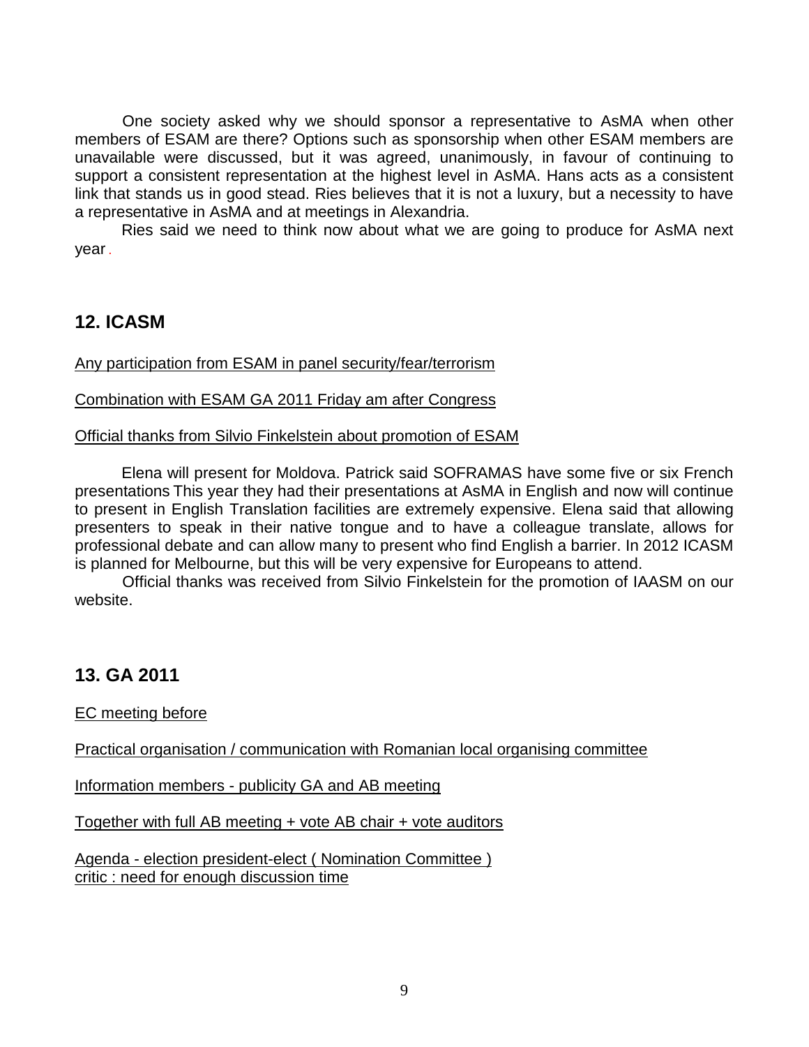One society asked why we should sponsor a representative to AsMA when other members of ESAM are there? Options such as sponsorship when other ESAM members are unavailable were discussed, but it was agreed, unanimously, in favour of continuing to support a consistent representation at the highest level in AsMA. Hans acts as a consistent link that stands us in good stead. Ries believes that it is not a luxury, but a necessity to have a representative in AsMA and at meetings in Alexandria.

Ries said we need to think now about what we are going to produce for AsMA next year.

## 12. ICASM

Any participation from ESAM in panel security/fear/terrorism

Combination with ESAM GA 2011 Friday am after Congress

Official thanks from Silvio Finkelstein about promotion of ESAM

Elena will present for Moldova. Patrick said SOFRAMAS have some five or six French presentations This year they had their presentations at AsMA in English and now will continue to present in English Translation facilities are extremely expensive. Elena said that allowing presenters to speak in their native tongue and to have a colleague translate, allows for professional debate and can allow many to present who find English a barrier. In 2012 ICASM is planned for Melbourne, but this will be very expensive for Europeans to attend.

Official thanks was received from Silvio Finkelstein for the promotion of IAASM on our website.

## 13. GA 2011

EC meeting before

Practical organisation / communication with Romanian local organising committee

Information members - publicity GA and AB meeting

Together with full AB meeting + vote AB chair + vote auditors

Agenda - election president-elect ( Nomination Committee )
critic : need for enough discussion time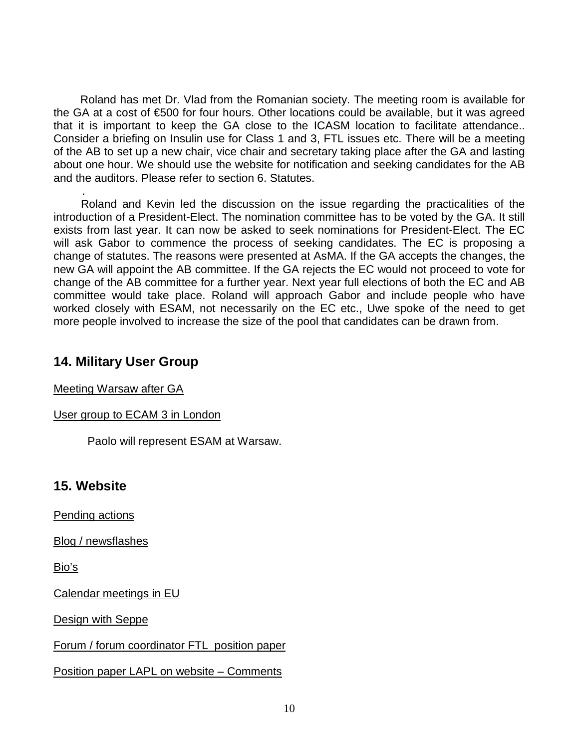Roland has met Dr. Vlad from the Romanian society. The meeting room is available for the GA at a cost of €500 for four hours. Other locations could be available, but it was agreed that it is important to keep the GA close to the ICASM location to facilitate attendance.. Consider a briefing on Insulin use for Class 1 and 3, FTL issues etc. There will be a meeting of the AB to set up a new chair, vice chair and secretary taking place after the GA and lasting about one hour. We should use the website for notification and seeking candidates for the AB and the auditors. Please refer to section 6. Statutes.

.

Roland and Kevin led the discussion on the issue regarding the practicalities of the introduction of a President-Elect. The nomination committee has to be voted by the GA. It still exists from last year. It can now be asked to seek nominations for President-Elect. The EC will ask Gabor to commence the process of seeking candidates. The EC is proposing a change of statutes. The reasons were presented at AsMA. If the GA accepts the changes, the new GA will appoint the AB committee. If the GA rejects the EC would not proceed to vote for change of the AB committee for a further year. Next year full elections of both the EC and AB committee would take place. Roland will approach Gabor and include people who have worked closely with ESAM, not necessarily on the EC etc., Uwe spoke of the need to get more people involved to increase the size of the pool that candidates can be drawn from.

## 14. Military User Group

Meeting Warsaw after GA

User group to ECAM 3 in London

Paolo will represent ESAM at Warsaw.

## 15. Website

Pending actions

Blog / newsflashes

Bio's

Calendar meetings in EU

Design with Seppe

Forum / forum coordinator FTL position paper

Position paper LAPL on website – Comments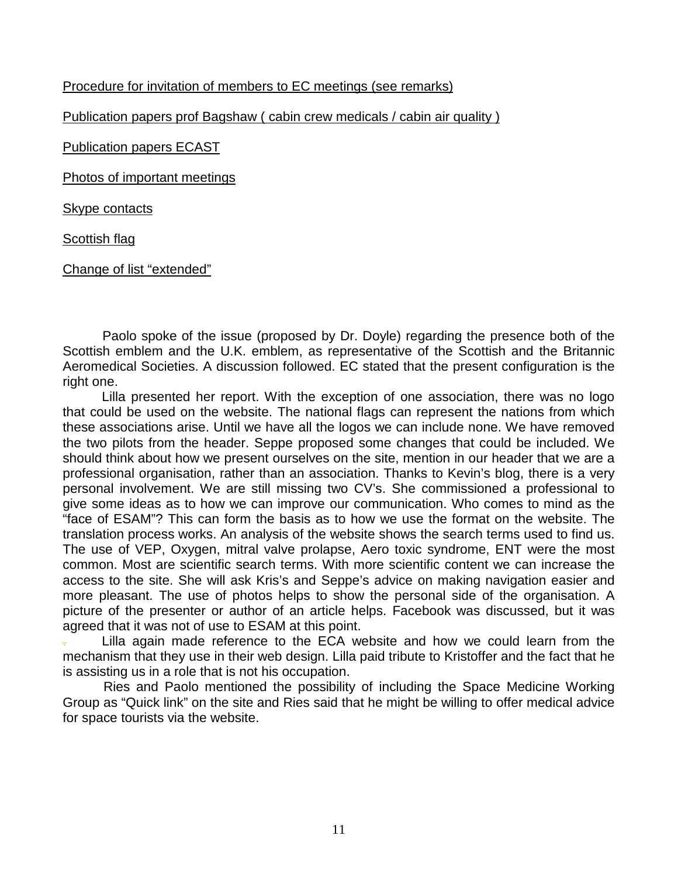<u>Procedure for invitation of members to EC meetings (see remarks)</u>

<u>Publication papers prof Bagshaw ( cabin crew medicals / cabin air quality )</u>

<u>Publication papers ECAST</u>

<u>Photos of important meetings</u>

<u>Skype contacts</u>

<u>Scottish flag</u>

<u>Change of list "extended"</u>

Paolo spoke of the issue (proposed by Dr. Doyle) regarding the presence both of the Scottish emblem and the U.K. emblem, as representative of the Scottish and the Britannic Aeromedical Societies. A discussion followed. EC stated that the present configuration is the right one.

Lilla presented her report. With the exception of one association, there was no logo that could be used on the website. The national flags can represent the nations from which these associations arise. Until we have all the logos we can include none. We have removed the two pilots from the header. Seppe proposed some changes that could be included. We should think about how we present ourselves on the site, mention in our header that we are a professional organisation, rather than an association. Thanks to Kevin's blog, there is a very personal involvement. We are still missing two CV's. She commissioned a professional to give some ideas as to how we can improve our communication. Who comes to mind as the "face of ESAM"? This can form the basis as to how we use the format on the website. The translation process works. An analysis of the website shows the search terms used to find us. The use of VEP, Oxygen, mitral valve prolapse, Aero toxic syndrome, ENT were the most common. Most are scientific search terms. With more scientific content we can increase the access to the site. She will ask Kris's and Seppe's advice on making navigation easier and more pleasant. The use of photos helps to show the personal side of the organisation. A picture of the presenter or author of an article helps. Facebook was discussed, but it was agreed that it was not of use to ESAM at this point.

Lilla again made reference to the ECA website and how we could learn from the mechanism that they use in their web design. Lilla paid tribute to Kristoffer and the fact that he is assisting us in a role that is not his occupation.

Ries and Paolo mentioned the possibility of including the Space Medicine Working Group as "Quick link" on the site and Ries said that he might be willing to offer medical advice for space tourists via the website.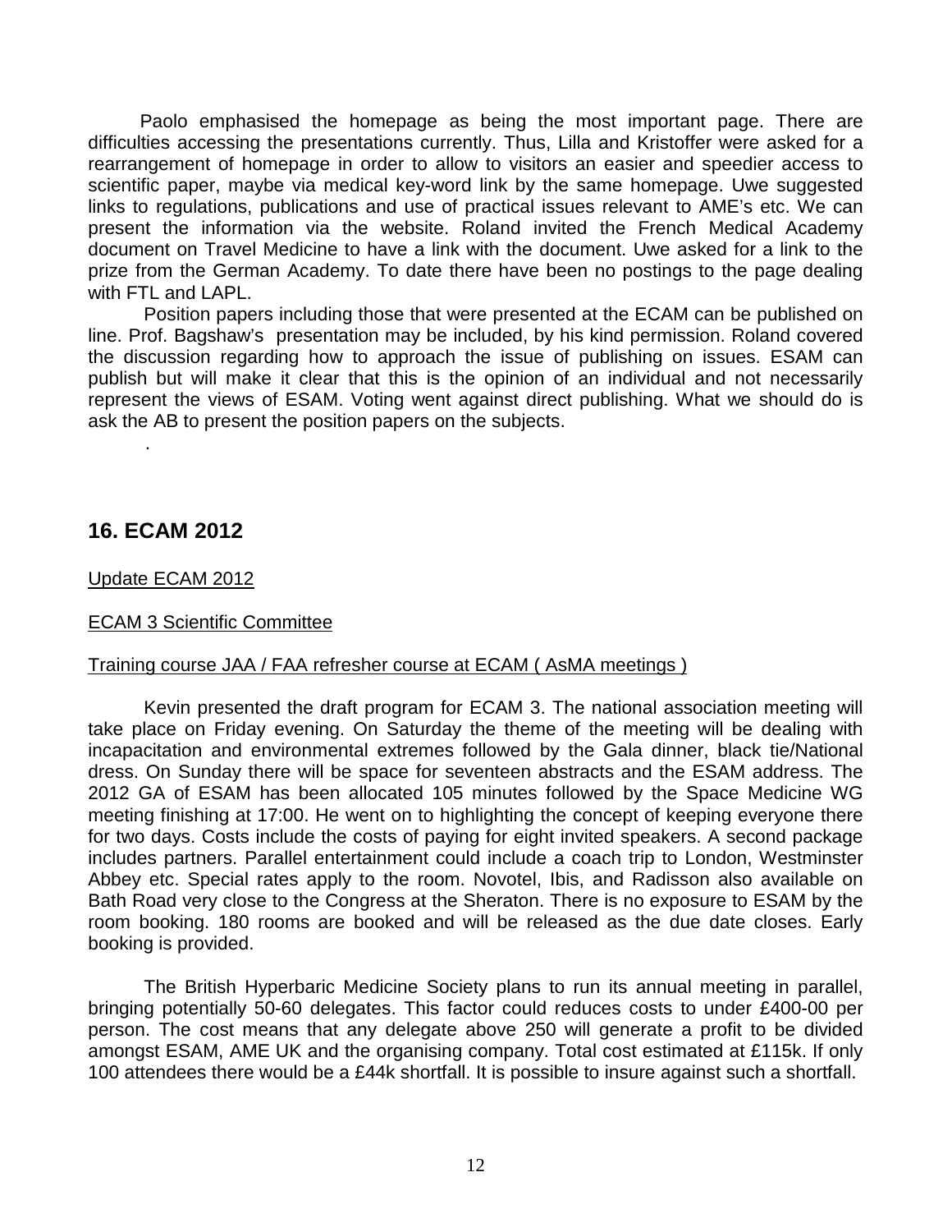Paolo emphasised the homepage as being the most important page. There are difficulties accessing the presentations currently. Thus, Lilla and Kristoffer were asked for a rearrangement of homepage in order to allow to visitors an easier and speedier access to scientific paper, maybe via medical key-word link by the same homepage. Uwe suggested links to regulations, publications and use of practical issues relevant to AME's etc. We can present the information via the website. Roland invited the French Medical Academy document on Travel Medicine to have a link with the document. Uwe asked for a link to the prize from the German Academy. To date there have been no postings to the page dealing with FTL and LAPL.

Position papers including those that were presented at the ECAM can be published on line. Prof. Bagshaw's presentation may be included, by his kind permission. Roland covered the discussion regarding how to approach the issue of publishing on issues. ESAM can publish but will make it clear that this is the opinion of an individual and not necessarily represent the views of ESAM. Voting went against direct publishing. What we should do is ask the AB to present the position papers on the subjects.

.

## 16. ECAM 2012

Update ECAM 2012

ECAM 3 Scientific Committee

Training course JAA / FAA refresher course at ECAM ( AsMA meetings )

Kevin presented the draft program for ECAM 3. The national association meeting will take place on Friday evening. On Saturday the theme of the meeting will be dealing with incapacitation and environmental extremes followed by the Gala dinner, black tie/National dress. On Sunday there will be space for seventeen abstracts and the ESAM address. The 2012 GA of ESAM has been allocated 105 minutes followed by the Space Medicine WG meeting finishing at 17:00. He went on to highlighting the concept of keeping everyone there for two days. Costs include the costs of paying for eight invited speakers. A second package includes partners. Parallel entertainment could include a coach trip to London, Westminster Abbey etc. Special rates apply to the room. Novotel, Ibis, and Radisson also available on Bath Road very close to the Congress at the Sheraton. There is no exposure to ESAM by the room booking. 180 rooms are booked and will be released as the due date closes. Early booking is provided.

The British Hyperbaric Medicine Society plans to run its annual meeting in parallel, bringing potentially 50-60 delegates. This factor could reduces costs to under £400-00 per person. The cost means that any delegate above 250 will generate a profit to be divided amongst ESAM, AME UK and the organising company. Total cost estimated at £115k. If only 100 attendees there would be a £44k shortfall. It is possible to insure against such a shortfall.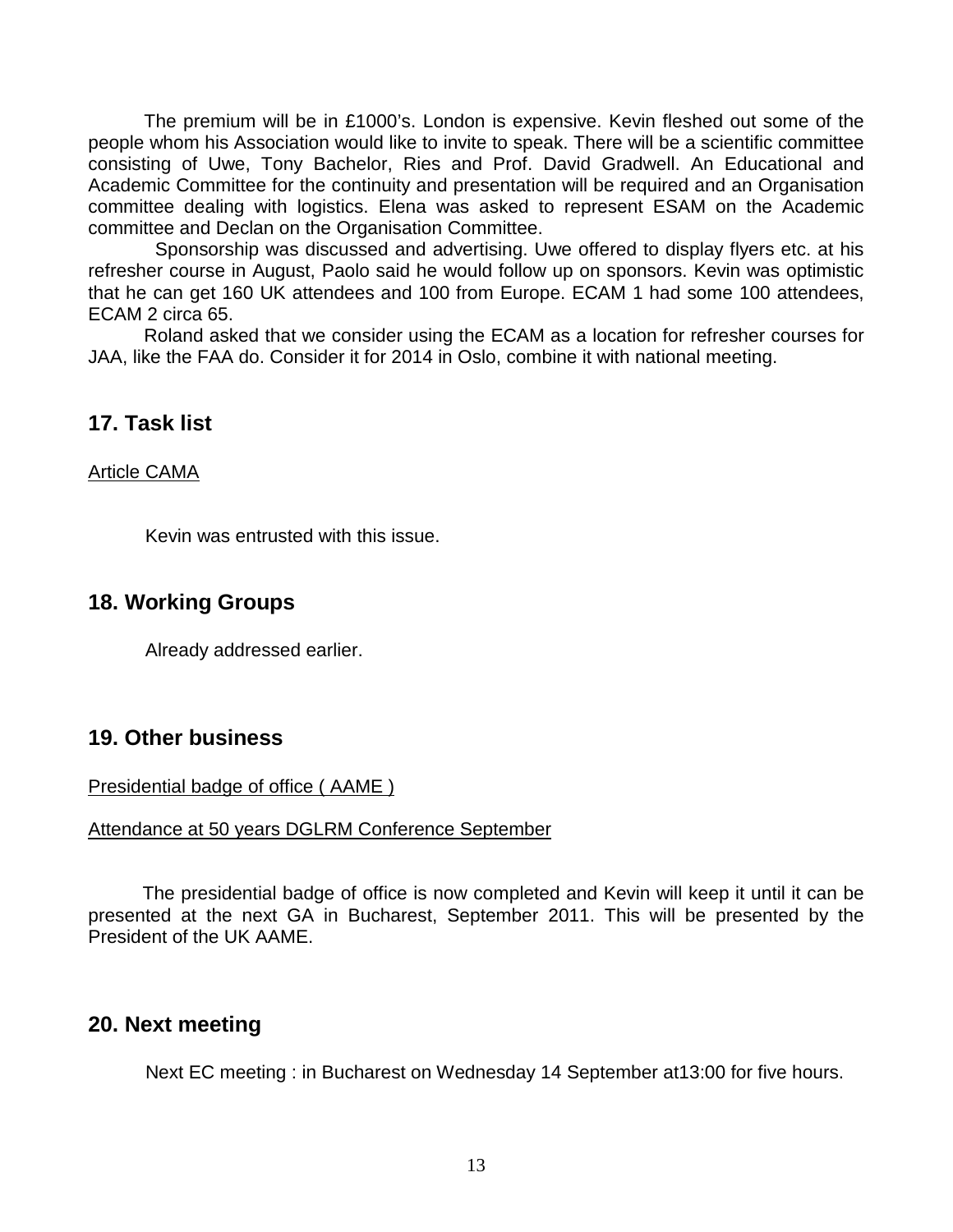The premium will be in £1000's. London is expensive. Kevin fleshed out some of the people whom his Association would like to invite to speak. There will be a scientific committee consisting of Uwe, Tony Bachelor, Ries and Prof. David Gradwell. An Educational and Academic Committee for the continuity and presentation will be required and an Organisation committee dealing with logistics. Elena was asked to represent ESAM on the Academic committee and Declan on the Organisation Committee.

Sponsorship was discussed and advertising. Uwe offered to display flyers etc. at his refresher course in August, Paolo said he would follow up on sponsors. Kevin was optimistic that he can get 160 UK attendees and 100 from Europe. ECAM 1 had some 100 attendees, ECAM 2 circa 65.

Roland asked that we consider using the ECAM as a location for refresher courses for JAA, like the FAA do. Consider it for 2014 in Oslo, combine it with national meeting.

## 17. Task list

Article CAMA

Kevin was entrusted with this issue.

## 18. Working Groups

Already addressed earlier.

## 19. Other business

Presidential badge of office ( AAME )

Attendance at 50 years DGLRM Conference September

The presidential badge of office is now completed and Kevin will keep it until it can be presented at the next GA in Bucharest, September 2011. This will be presented by the President of the UK AAME.

## 20. Next meeting

Next EC meeting : in Bucharest on Wednesday 14 September at13:00 for five hours.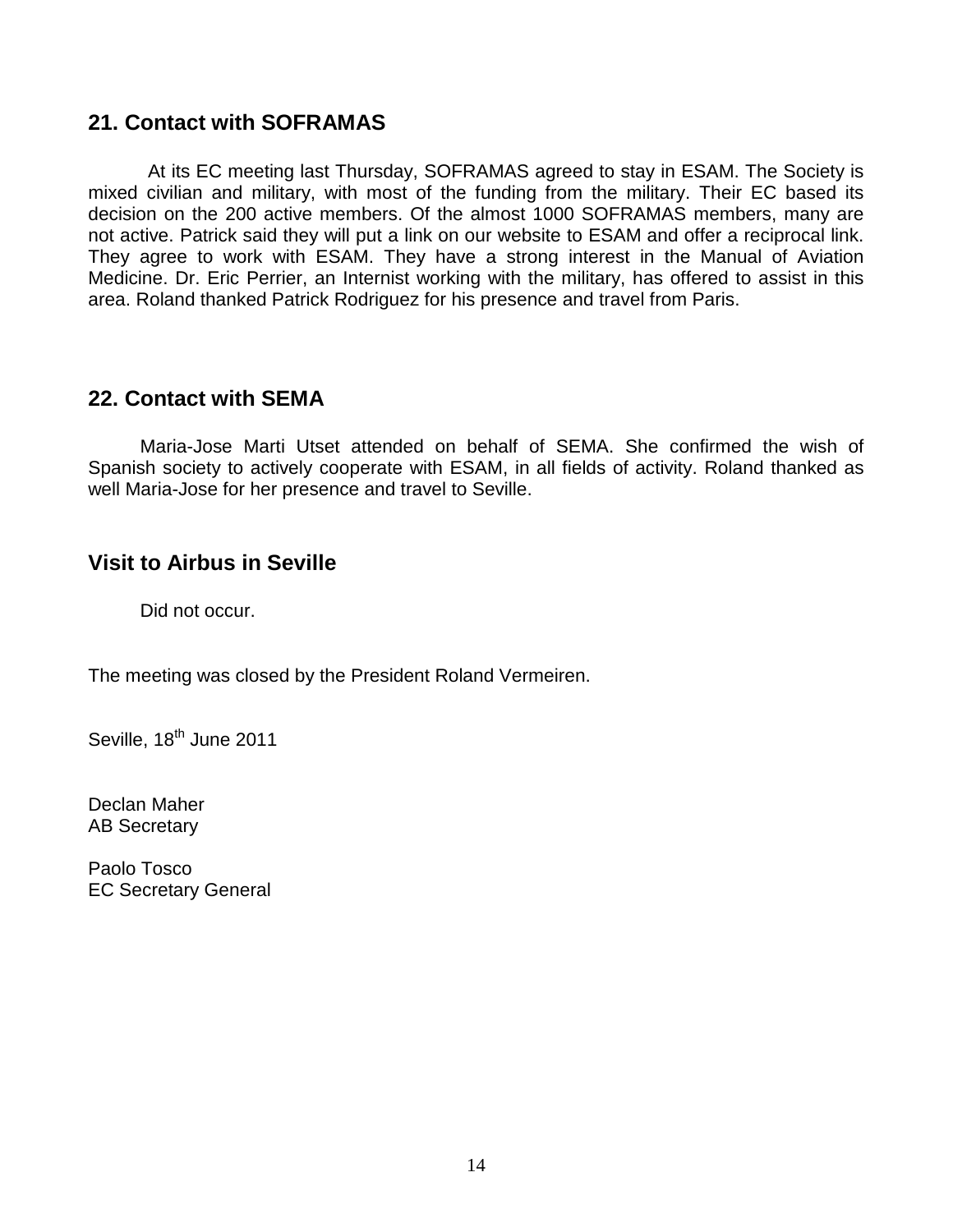## 21. Contact with SOFRAMAS

At its EC meeting last Thursday, SOFRAMAS agreed to stay in ESAM. The Society is mixed civilian and military, with most of the funding from the military. Their EC based its decision on the 200 active members. Of the almost 1000 SOFRAMAS members, many are not active. Patrick said they will put a link on our website to ESAM and offer a reciprocal link. They agree to work with ESAM. They have a strong interest in the Manual of Aviation Medicine. Dr. Eric Perrier, an Internist working with the military, has offered to assist in this area. Roland thanked Patrick Rodriguez for his presence and travel from Paris.

## 22. Contact with SEMA

Maria-Jose Marti Utset attended on behalf of SEMA. She confirmed the wish of Spanish society to actively cooperate with ESAM, in all fields of activity. Roland thanked as well Maria-Jose for her presence and travel to Seville.

## Visit to Airbus in Seville

Did not occur.

The meeting was closed by the President Roland Vermeiren.

Seville, 18th June 2011

Declan Maher
AB Secretary

Paolo Tosco
EC Secretary General